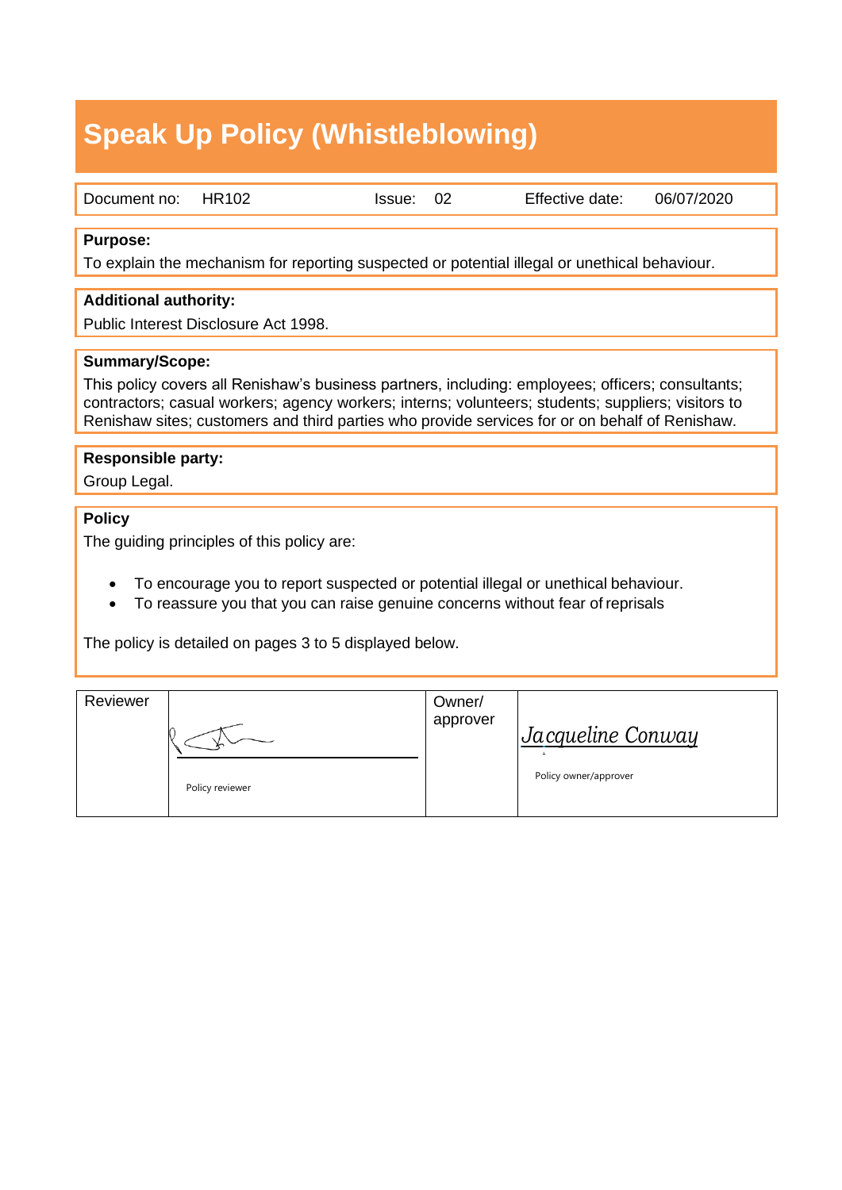# Speak Up Policy (Whistleblowing)

| Document no: | HR102 | Issue: | 02 | Effective date: | 06/07/2020 |
|---|---|---|---|---|---|

**Purpose:**

To explain the mechanism for reporting suspected or potential illegal or unethical behaviour.

**Additional authority:**

Public Interest Disclosure Act 1998.

**Summary/Scope:**

This policy covers all Renishaw's business partners, including: employees; officers; consultants; contractors; casual workers; agency workers; interns; volunteers; students; suppliers; visitors to Renishaw sites; customers and third parties who provide services for or on behalf of Renishaw.

**Responsible party:**

Group Legal.

**Policy**

The guiding principles of this policy are:

- To encourage you to report suspected or potential illegal or unethical behaviour.
- To reassure you that you can raise genuine concerns without fear of reprisals

The policy is detailed on pages 3 to 5 displayed below.

| Reviewer | Policy reviewer | Owner/ approver | *Jacqueline Conway* Policy owner/approver |
|---|---|---|---|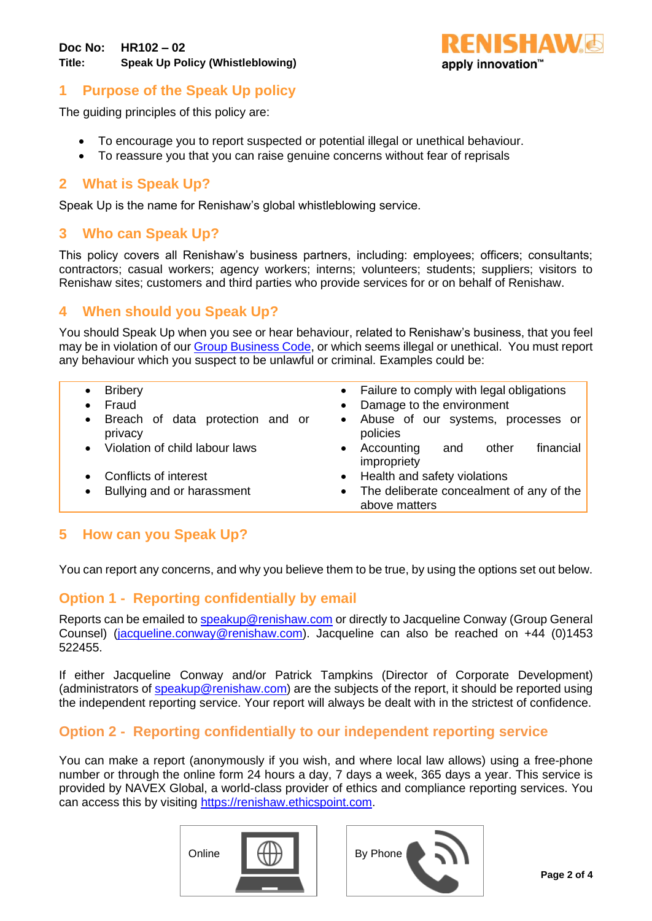**Doc No:** HR102 – 02
**Title:** Speak Up Policy (Whistleblowing)

## 1 Purpose of the Speak Up policy

The guiding principles of this policy are:

- To encourage you to report suspected or potential illegal or unethical behaviour.
- To reassure you that you can raise genuine concerns without fear of reprisals

## 2 What is Speak Up?

Speak Up is the name for Renishaw's global whistleblowing service.

## 3 Who can Speak Up?

This policy covers all Renishaw's business partners, including: employees; officers; consultants; contractors; casual workers; agency workers; interns; volunteers; students; suppliers; visitors to Renishaw sites; customers and third parties who provide services for or on behalf of Renishaw.

## 4 When should you Speak Up?

You should Speak Up when you see or hear behaviour, related to Renishaw's business, that you feel may be in violation of our Group Business Code, or which seems illegal or unethical. You must report any behaviour which you suspect to be unlawful or criminal. Examples could be:

- Bribery
- Fraud
- Breach of data protection and or privacy
- Violation of child labour laws
- Conflicts of interest
- Bullying and or harassment
- Failure to comply with legal obligations
- Damage to the environment
- Abuse of our systems, processes or policies
- Accounting and other financial impropriety
- Health and safety violations
- The deliberate concealment of any of the above matters

## 5 How can you Speak Up?

You can report any concerns, and why you believe them to be true, by using the options set out below.

### Option 1 - Reporting confidentially by email

Reports can be emailed to speakup@renishaw.com or directly to Jacqueline Conway (Group General Counsel) (jacqueline.conway@renishaw.com). Jacqueline can also be reached on +44 (0)1453 522455.

If either Jacqueline Conway and/or Patrick Tampkins (Director of Corporate Development) (administrators of speakup@renishaw.com) are the subjects of the report, it should be reported using the independent reporting service. Your report will always be dealt with in the strictest of confidence.

### Option 2 - Reporting confidentially to our independent reporting service

You can make a report (anonymously if you wish, and where local law allows) using a free-phone number or through the online form 24 hours a day, 7 days a week, 365 days a year. This service is provided by NAVEX Global, a world-class provider of ethics and compliance reporting services. You can access this by visiting https://renishaw.ethicspoint.com.

Online

By Phone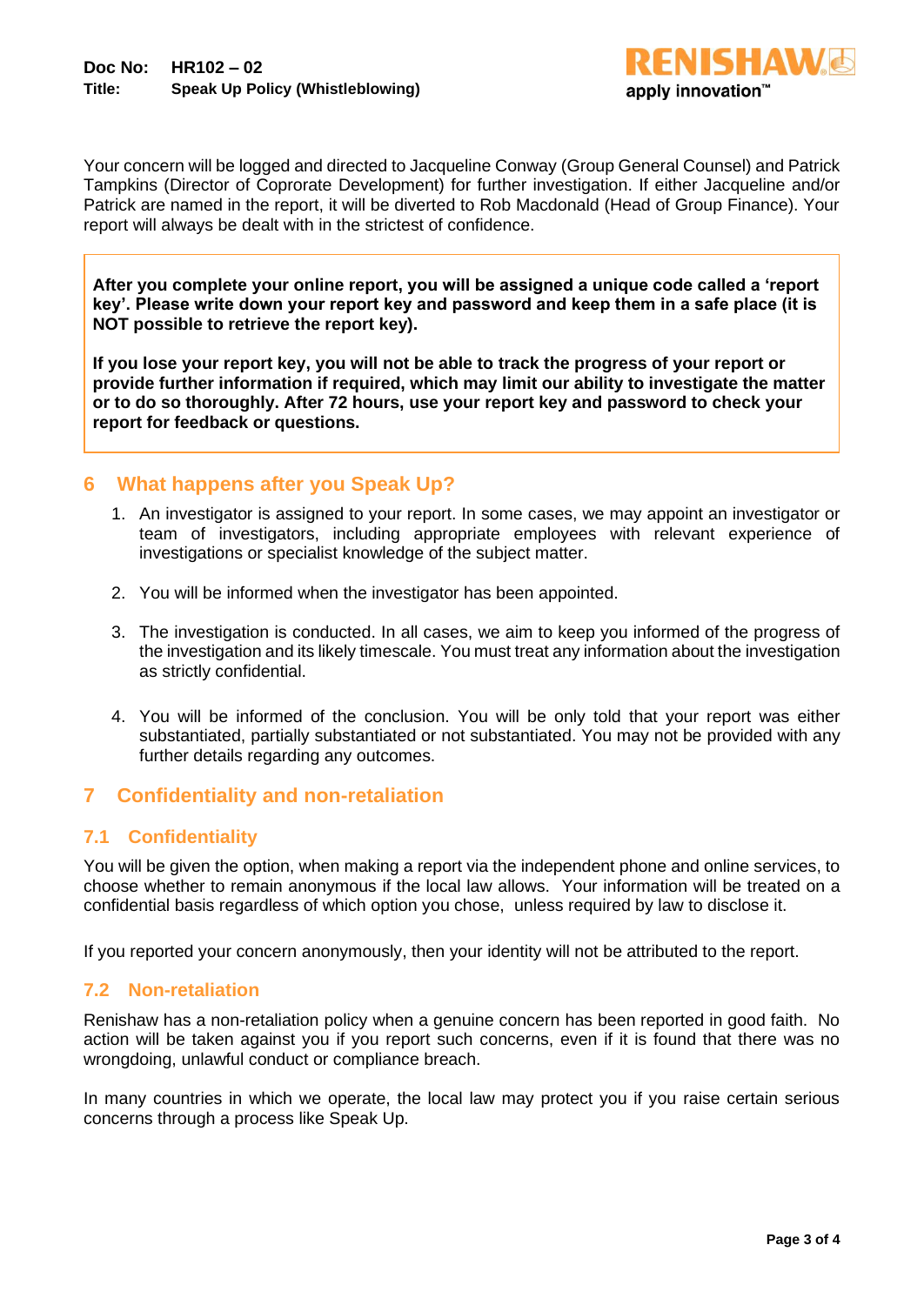Your concern will be logged and directed to Jacqueline Conway (Group General Counsel) and Patrick Tampkins (Director of Coprorate Development) for further investigation. If either Jacqueline and/or Patrick are named in the report, it will be diverted to Rob Macdonald (Head of Group Finance). Your report will always be dealt with in the strictest of confidence.

> **After you complete your online report, you will be assigned a unique code called a 'report key'. Please write down your report key and password and keep them in a safe place (it is NOT possible to retrieve the report key).**
>
> **If you lose your report key, you will not be able to track the progress of your report or provide further information if required, which may limit our ability to investigate the matter or to do so thoroughly. After 72 hours, use your report key and password to check your report for feedback or questions.**

## 6 What happens after you Speak Up?

1. An investigator is assigned to your report. In some cases, we may appoint an investigator or team of investigators, including appropriate employees with relevant experience of investigations or specialist knowledge of the subject matter.

2. You will be informed when the investigator has been appointed.

3. The investigation is conducted. In all cases, we aim to keep you informed of the progress of the investigation and its likely timescale. You must treat any information about the investigation as strictly confidential.

4. You will be informed of the conclusion. You will be only told that your report was either substantiated, partially substantiated or not substantiated. You may not be provided with any further details regarding any outcomes.

## 7 Confidentiality and non-retaliation

### 7.1 Confidentiality

You will be given the option, when making a report via the independent phone and online services, to choose whether to remain anonymous if the local law allows. Your information will be treated on a confidential basis regardless of which option you chose, unless required by law to disclose it.

If you reported your concern anonymously, then your identity will not be attributed to the report.

### 7.2 Non-retaliation

Renishaw has a non-retaliation policy when a genuine concern has been reported in good faith. No action will be taken against you if you report such concerns, even if it is found that there was no wrongdoing, unlawful conduct or compliance breach.

In many countries in which we operate, the local law may protect you if you raise certain serious concerns through a process like Speak Up.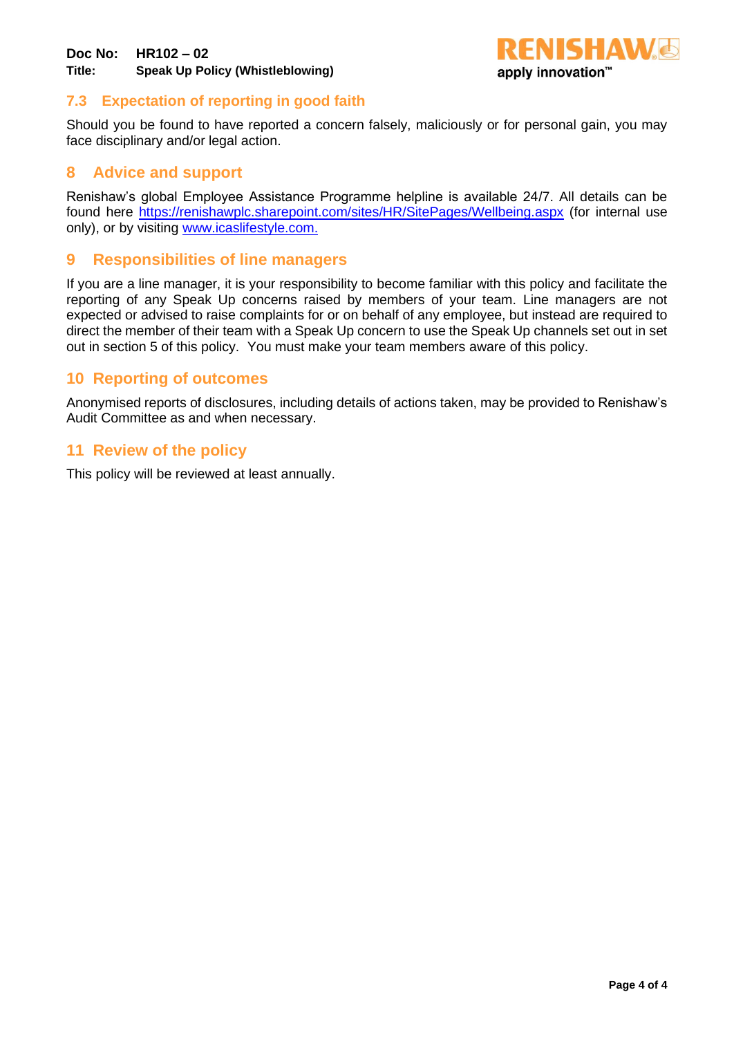### 7.3 Expectation of reporting in good faith

Should you be found to have reported a concern falsely, maliciously or for personal gain, you may face disciplinary and/or legal action.

## 8 Advice and support

Renishaw's global Employee Assistance Programme helpline is available 24/7. All details can be found here https://renishawplc.sharepoint.com/sites/HR/SitePages/Wellbeing.aspx (for internal use only), or by visiting www.icaslifestyle.com.

## 9 Responsibilities of line managers

If you are a line manager, it is your responsibility to become familiar with this policy and facilitate the reporting of any Speak Up concerns raised by members of your team. Line managers are not expected or advised to raise complaints for or on behalf of any employee, but instead are required to direct the member of their team with a Speak Up concern to use the Speak Up channels set out in set out in section 5 of this policy. You must make your team members aware of this policy.

## 10 Reporting of outcomes

Anonymised reports of disclosures, including details of actions taken, may be provided to Renishaw's Audit Committee as and when necessary.

## 11 Review of the policy

This policy will be reviewed at least annually.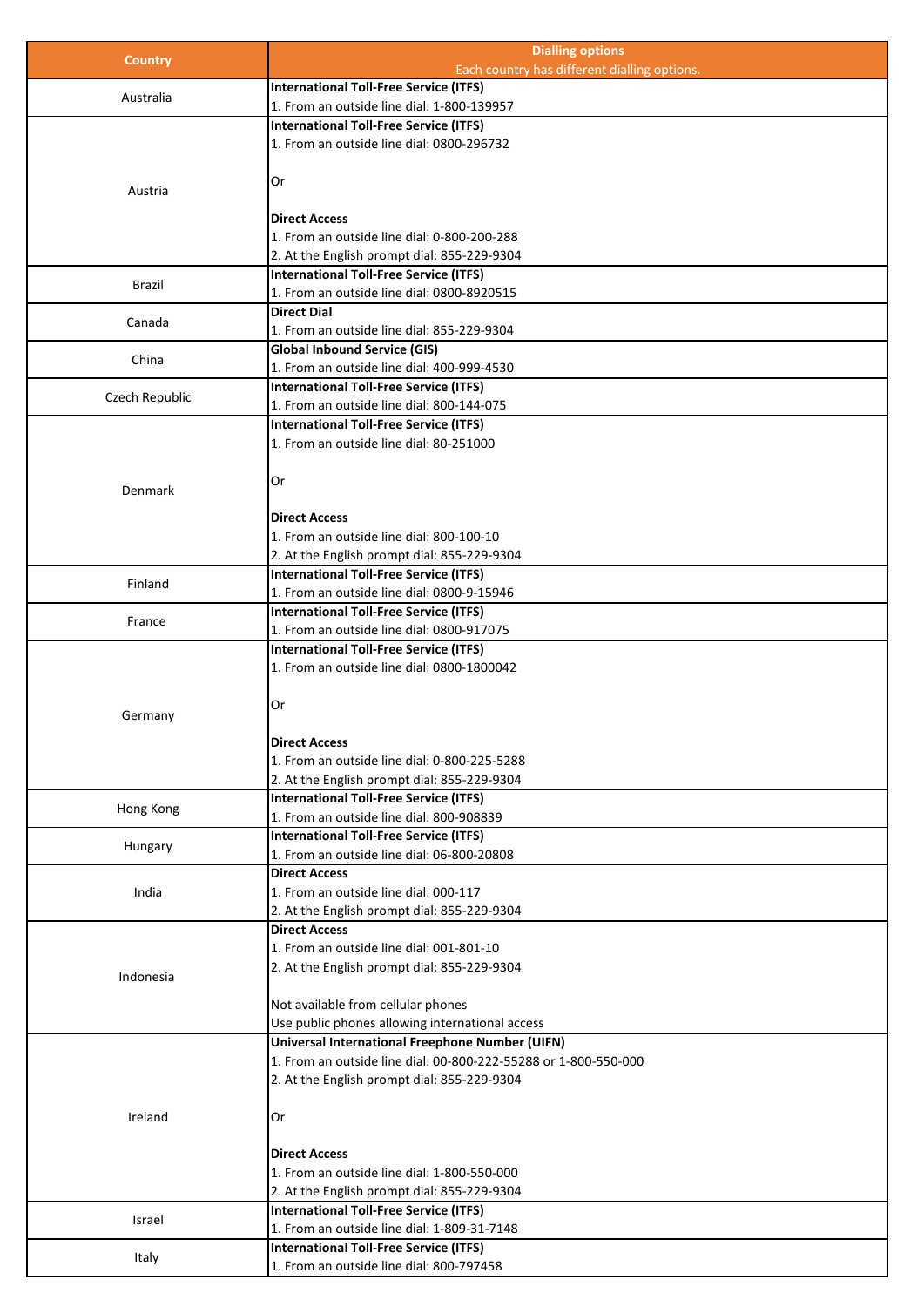| Country | Dialling options<br>Each country has different dialling options. |
| --- | --- |
| Australia | **International Toll-Free Service (ITFS)**<br>1. From an outside line dial: 1-800-139957 |
| Austria | **International Toll-Free Service (ITFS)**<br>1. From an outside line dial: 0800-296732<br><br>Or<br><br>**Direct Access**<br>1. From an outside line dial: 0-800-200-288<br>2. At the English prompt dial: 855-229-9304 |
| Brazil | **International Toll-Free Service (ITFS)**<br>1. From an outside line dial: 0800-8920515 |
| Canada | **Direct Dial**<br>1. From an outside line dial: 855-229-9304 |
| China | **Global Inbound Service (GIS)**<br>1. From an outside line dial: 400-999-4530 |
| Czech Republic | **International Toll-Free Service (ITFS)**<br>1. From an outside line dial: 800-144-075 |
| Denmark | **International Toll-Free Service (ITFS)**<br>1. From an outside line dial: 80-251000<br><br>Or<br><br>**Direct Access**<br>1. From an outside line dial: 800-100-10<br>2. At the English prompt dial: 855-229-9304 |
| Finland | **International Toll-Free Service (ITFS)**<br>1. From an outside line dial: 0800-9-15946 |
| France | **International Toll-Free Service (ITFS)**<br>1. From an outside line dial: 0800-917075 |
| Germany | **International Toll-Free Service (ITFS)**<br>1. From an outside line dial: 0800-1800042<br><br>Or<br><br>**Direct Access**<br>1. From an outside line dial: 0-800-225-5288<br>2. At the English prompt dial: 855-229-9304 |
| Hong Kong | **International Toll-Free Service (ITFS)**<br>1. From an outside line dial: 800-908839 |
| Hungary | **International Toll-Free Service (ITFS)**<br>1. From an outside line dial: 06-800-20808 |
| India | **Direct Access**<br>1. From an outside line dial: 000-117<br>2. At the English prompt dial: 855-229-9304 |
| Indonesia | **Direct Access**<br>1. From an outside line dial: 001-801-10<br>2. At the English prompt dial: 855-229-9304<br><br>Not available from cellular phones<br>Use public phones allowing international access |
| Ireland | **Universal International Freephone Number (UIFN)**<br>1. From an outside line dial: 00-800-222-55288 or 1-800-550-000<br>2. At the English prompt dial: 855-229-9304<br><br>Or<br><br>**Direct Access**<br>1. From an outside line dial: 1-800-550-000<br>2. At the English prompt dial: 855-229-9304 |
| Israel | **International Toll-Free Service (ITFS)**<br>1. From an outside line dial: 1-809-31-7148 |
| Italy | **International Toll-Free Service (ITFS)**<br>1. From an outside line dial: 800-797458 |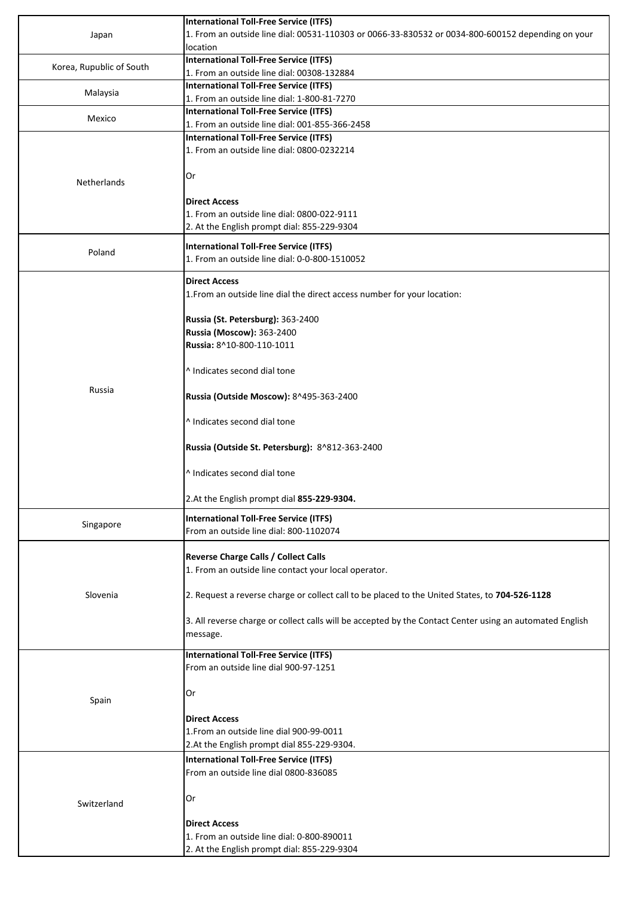| | |
|---|---|
| Japan | **International Toll-Free Service (ITFS)**<br>1. From an outside line dial: 00531-110303 or 0066-33-830532 or 0034-800-600152 depending on your location |
| Korea, Rupublic of South | **International Toll-Free Service (ITFS)**<br>1. From an outside line dial: 00308-132884 |
| Malaysia | **International Toll-Free Service (ITFS)**<br>1. From an outside line dial: 1-800-81-7270 |
| Mexico | **International Toll-Free Service (ITFS)**<br>1. From an outside line dial: 001-855-366-2458 |
| Netherlands | **International Toll-Free Service (ITFS)**<br>1. From an outside line dial: 0800-0232214<br><br>Or<br><br>**Direct Access**<br>1. From an outside line dial: 0800-022-9111<br>2. At the English prompt dial: 855-229-9304 |
| Poland | **International Toll-Free Service (ITFS)**<br>1. From an outside line dial: 0-0-800-1510052 |
| Russia | **Direct Access**<br>1.From an outside line dial the direct access number for your location:<br><br>**Russia (St. Petersburg):** 363-2400<br>**Russia (Moscow):** 363-2400<br>**Russia:** 8^10-800-110-1011<br><br>^ Indicates second dial tone<br><br>**Russia (Outside Moscow):** 8^495-363-2400<br><br>^ Indicates second dial tone<br><br>**Russia (Outside St. Petersburg):** 8^812-363-2400<br><br>^ Indicates second dial tone<br><br>2.At the English prompt dial **855-229-9304.** |
| Singapore | **International Toll-Free Service (ITFS)**<br>From an outside line dial: 800-1102074 |
| Slovenia | **Reverse Charge Calls / Collect Calls**<br>1. From an outside line contact your local operator.<br><br>2. Request a reverse charge or collect call to be placed to the United States, to **704-526-1128**<br><br>3. All reverse charge or collect calls will be accepted by the Contact Center using an automated English message. |
| Spain | **International Toll-Free Service (ITFS)**<br>From an outside line dial 900-97-1251<br><br>Or<br><br>**Direct Access**<br>1.From an outside line dial 900-99-0011<br>2.At the English prompt dial 855-229-9304. |
| Switzerland | **International Toll-Free Service (ITFS)**<br>From an outside line dial 0800-836085<br><br>Or<br><br>**Direct Access**<br>1. From an outside line dial: 0-800-890011<br>2. At the English prompt dial: 855-229-9304 |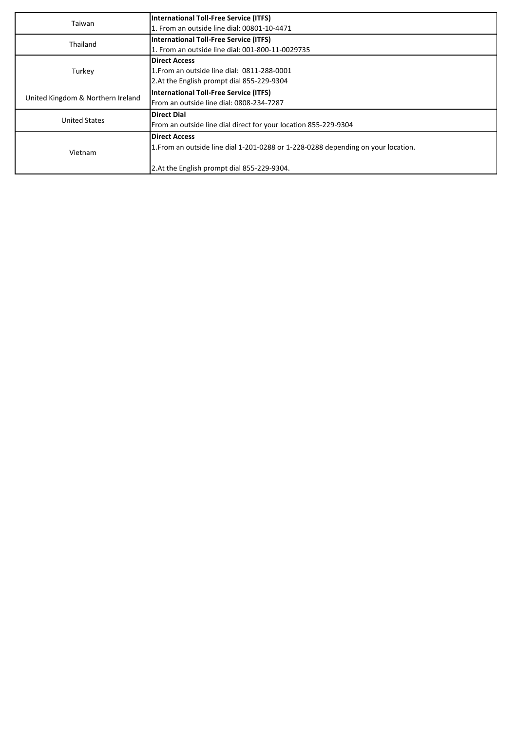| | |
|---|---|
| Taiwan | **International Toll-Free Service (ITFS)**<br>1. From an outside line dial: 00801-10-4471 |
| Thailand | **International Toll-Free Service (ITFS)**<br>1. From an outside line dial: 001-800-11-0029735 |
| Turkey | **Direct Access**<br>1.From an outside line dial: 0811-288-0001<br>2.At the English prompt dial 855-229-9304 |
| United Kingdom & Northern Ireland | **International Toll-Free Service (ITFS)**<br>From an outside line dial: 0808-234-7287 |
| United States | **Direct Dial**<br>From an outside line dial direct for your location 855-229-9304 |
| Vietnam | **Direct Access**<br>1.From an outside line dial 1-201-0288 or 1-228-0288 depending on your location.<br>2.At the English prompt dial 855-229-9304. |